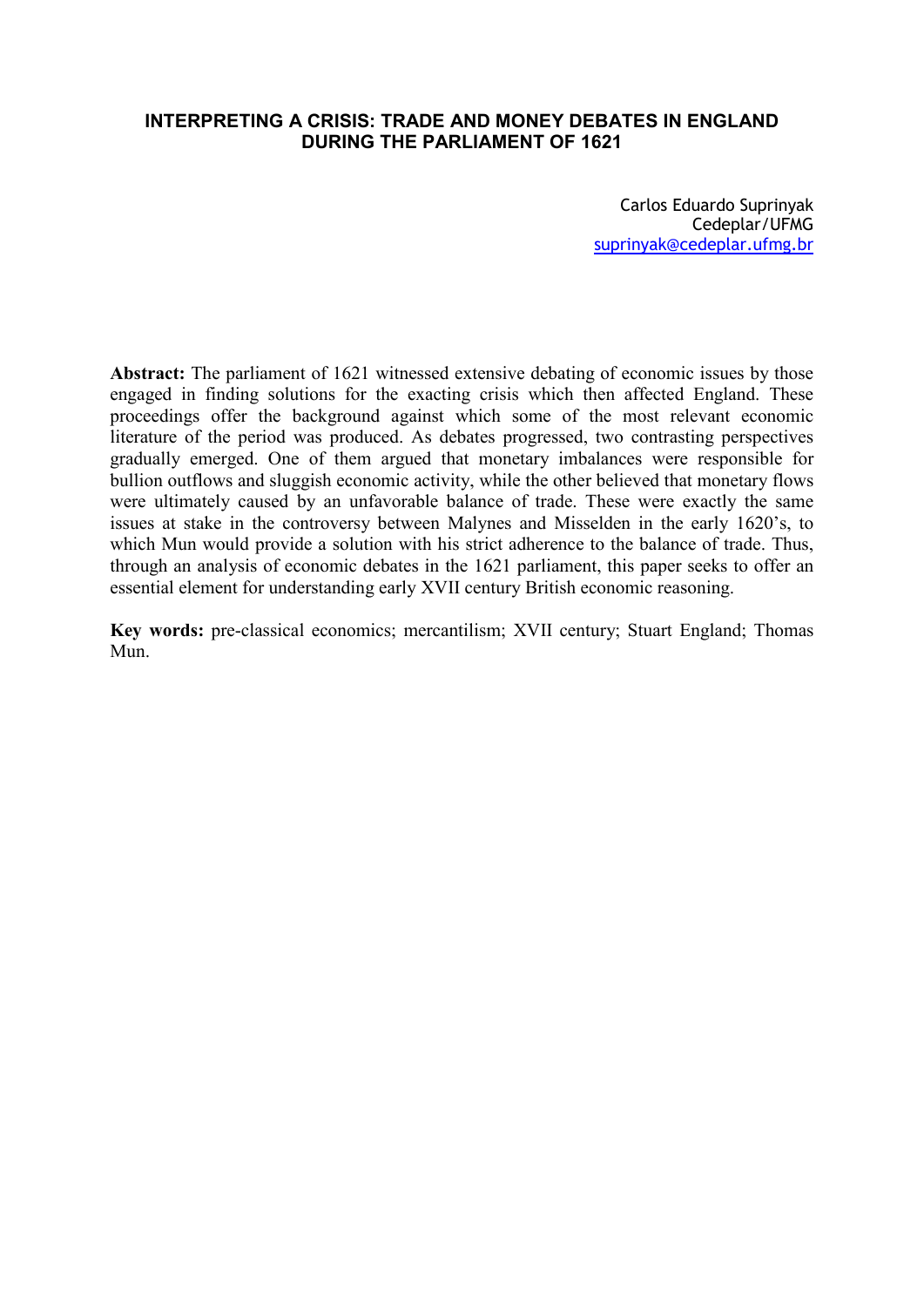# INTERPRETING A CRISIS: TRADE AND MONEY DEBATES IN ENGLAND DURING THE PARLIAMENT OF 1621

Carlos Eduardo Suprinyak
Cedeplar/UFMG
suprinyak@cedeplar.ufmg.br

**Abstract:** The parliament of 1621 witnessed extensive debating of economic issues by those engaged in finding solutions for the exacting crisis which then affected England. These proceedings offer the background against which some of the most relevant economic literature of the period was produced. As debates progressed, two contrasting perspectives gradually emerged. One of them argued that monetary imbalances were responsible for bullion outflows and sluggish economic activity, while the other believed that monetary flows were ultimately caused by an unfavorable balance of trade. These were exactly the same issues at stake in the controversy between Malynes and Misselden in the early 1620's, to which Mun would provide a solution with his strict adherence to the balance of trade. Thus, through an analysis of economic debates in the 1621 parliament, this paper seeks to offer an essential element for understanding early XVII century British economic reasoning.

**Key words:** pre-classical economics; mercantilism; XVII century; Stuart England; Thomas Mun.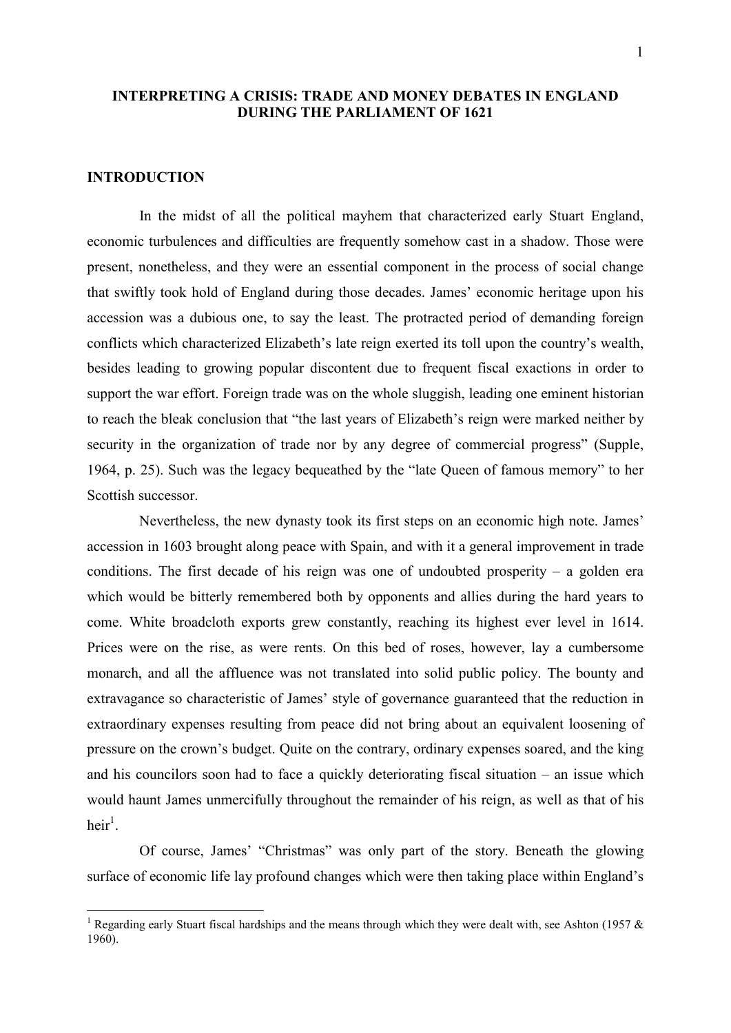**INTERPRETING A CRISIS: TRADE AND MONEY DEBATES IN ENGLAND DURING THE PARLIAMENT OF 1621**

## INTRODUCTION

In the midst of all the political mayhem that characterized early Stuart England, economic turbulences and difficulties are frequently somehow cast in a shadow. Those were present, nonetheless, and they were an essential component in the process of social change that swiftly took hold of England during those decades. James' economic heritage upon his accession was a dubious one, to say the least. The protracted period of demanding foreign conflicts which characterized Elizabeth's late reign exerted its toll upon the country's wealth, besides leading to growing popular discontent due to frequent fiscal exactions in order to support the war effort. Foreign trade was on the whole sluggish, leading one eminent historian to reach the bleak conclusion that "the last years of Elizabeth's reign were marked neither by security in the organization of trade nor by any degree of commercial progress" (Supple, 1964, p. 25). Such was the legacy bequeathed by the "late Queen of famous memory" to her Scottish successor.

Nevertheless, the new dynasty took its first steps on an economic high note. James' accession in 1603 brought along peace with Spain, and with it a general improvement in trade conditions. The first decade of his reign was one of undoubted prosperity – a golden era which would be bitterly remembered both by opponents and allies during the hard years to come. White broadcloth exports grew constantly, reaching its highest ever level in 1614. Prices were on the rise, as were rents. On this bed of roses, however, lay a cumbersome monarch, and all the affluence was not translated into solid public policy. The bounty and extravagance so characteristic of James' style of governance guaranteed that the reduction in extraordinary expenses resulting from peace did not bring about an equivalent loosening of pressure on the crown's budget. Quite on the contrary, ordinary expenses soared, and the king and his councilors soon had to face a quickly deteriorating fiscal situation – an issue which would haunt James unmercifully throughout the remainder of his reign, as well as that of his heir[1].

Of course, James' "Christmas" was only part of the story. Beneath the glowing surface of economic life lay profound changes which were then taking place within England's

[1] Regarding early Stuart fiscal hardships and the means through which they were dealt with, see Ashton (1957 & 1960).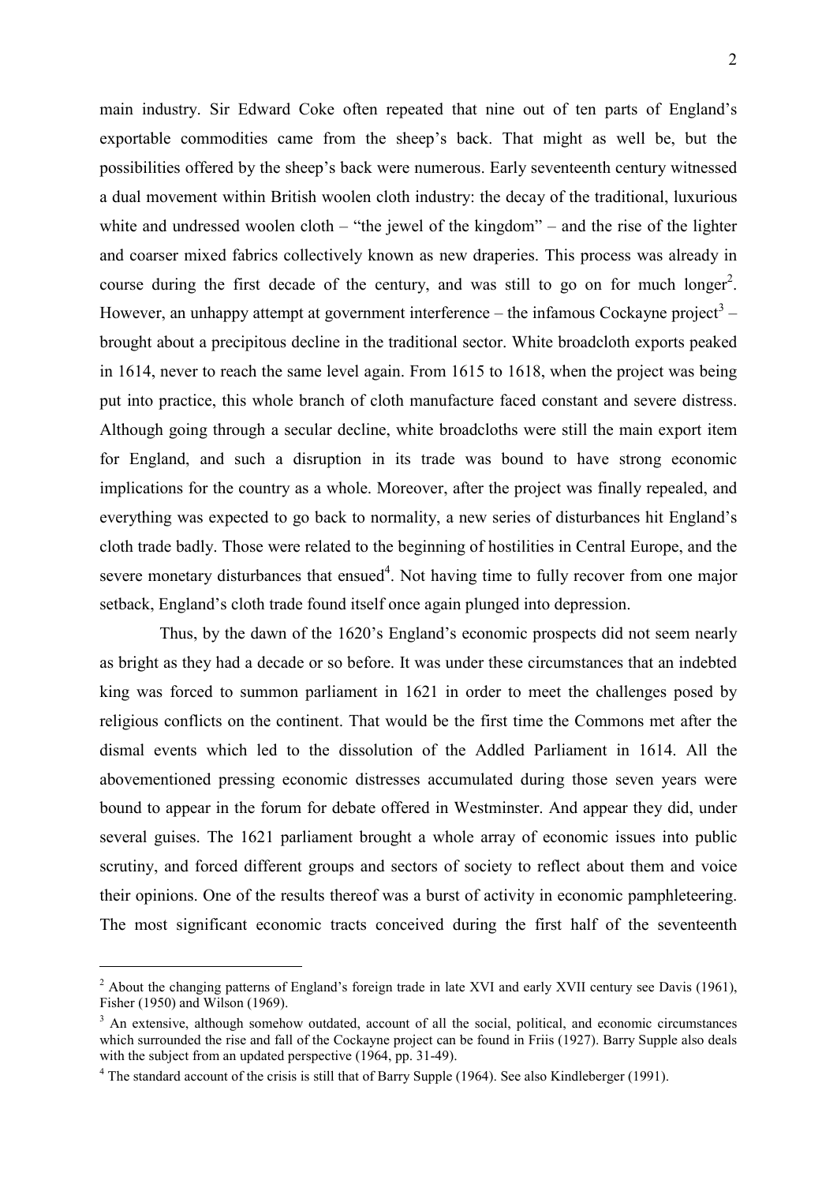main industry. Sir Edward Coke often repeated that nine out of ten parts of England's exportable commodities came from the sheep's back. That might as well be, but the possibilities offered by the sheep's back were numerous. Early seventeenth century witnessed a dual movement within British woolen cloth industry: the decay of the traditional, luxurious white and undressed woolen cloth – "the jewel of the kingdom" – and the rise of the lighter and coarser mixed fabrics collectively known as new draperies. This process was already in course during the first decade of the century, and was still to go on for much longer[2]. However, an unhappy attempt at government interference – the infamous Cockayne project[3] – brought about a precipitous decline in the traditional sector. White broadcloth exports peaked in 1614, never to reach the same level again. From 1615 to 1618, when the project was being put into practice, this whole branch of cloth manufacture faced constant and severe distress. Although going through a secular decline, white broadcloths were still the main export item for England, and such a disruption in its trade was bound to have strong economic implications for the country as a whole. Moreover, after the project was finally repealed, and everything was expected to go back to normality, a new series of disturbances hit England's cloth trade badly. Those were related to the beginning of hostilities in Central Europe, and the severe monetary disturbances that ensued[4]. Not having time to fully recover from one major setback, England's cloth trade found itself once again plunged into depression.

Thus, by the dawn of the 1620's England's economic prospects did not seem nearly as bright as they had a decade or so before. It was under these circumstances that an indebted king was forced to summon parliament in 1621 in order to meet the challenges posed by religious conflicts on the continent. That would be the first time the Commons met after the dismal events which led to the dissolution of the Addled Parliament in 1614. All the abovementioned pressing economic distresses accumulated during those seven years were bound to appear in the forum for debate offered in Westminster. And appear they did, under several guises. The 1621 parliament brought a whole array of economic issues into public scrutiny, and forced different groups and sectors of society to reflect about them and voice their opinions. One of the results thereof was a burst of activity in economic pamphleteering. The most significant economic tracts conceived during the first half of the seventeenth

---

[2] About the changing patterns of England's foreign trade in late XVI and early XVII century see Davis (1961), Fisher (1950) and Wilson (1969).

[3] An extensive, although somehow outdated, account of all the social, political, and economic circumstances which surrounded the rise and fall of the Cockayne project can be found in Friis (1927). Barry Supple also deals with the subject from an updated perspective (1964, pp. 31-49).

[4] The standard account of the crisis is still that of Barry Supple (1964). See also Kindleberger (1991).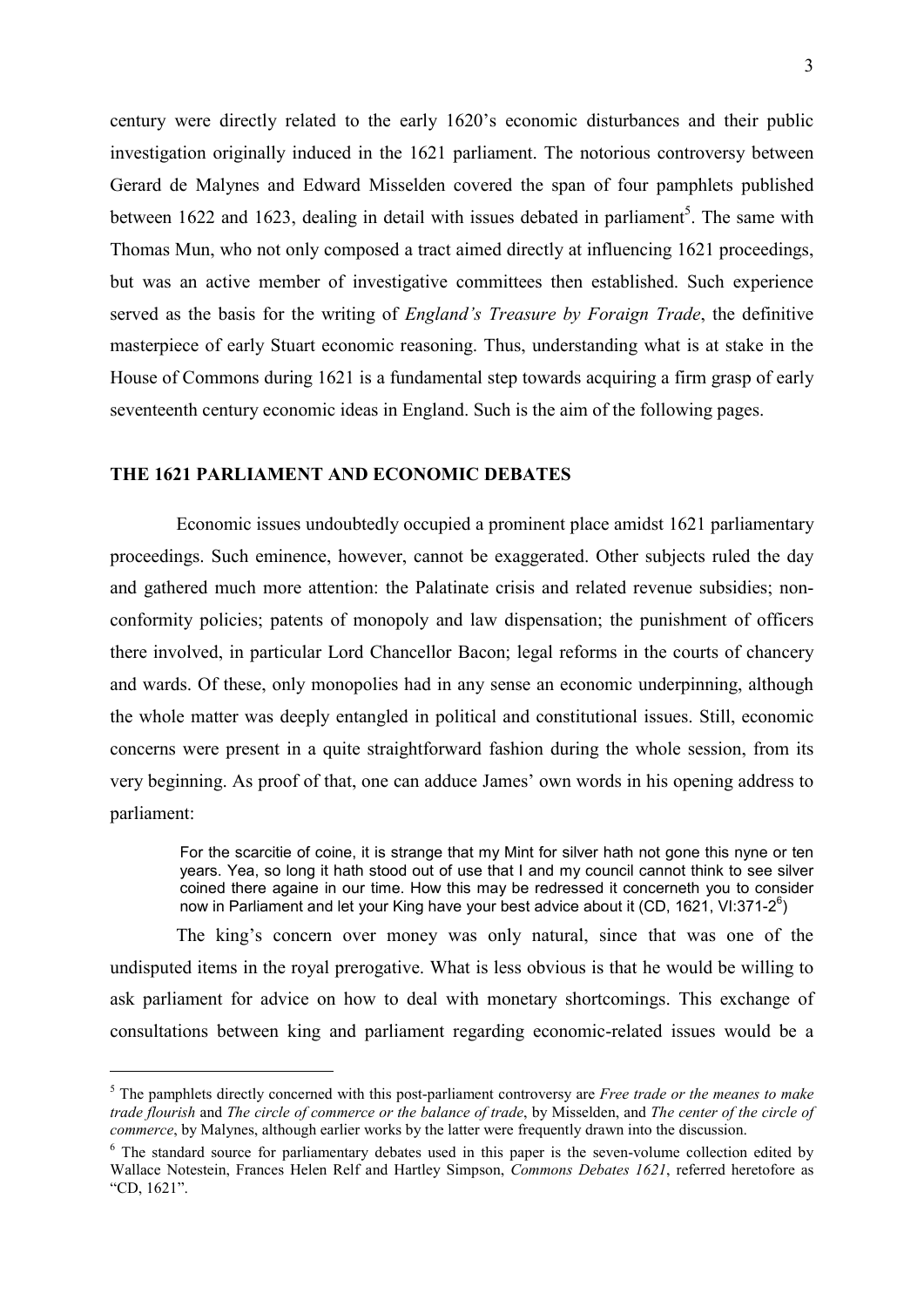century were directly related to the early 1620's economic disturbances and their public investigation originally induced in the 1621 parliament. The notorious controversy between Gerard de Malynes and Edward Misselden covered the span of four pamphlets published between 1622 and 1623, dealing in detail with issues debated in parliament[5]. The same with Thomas Mun, who not only composed a tract aimed directly at influencing 1621 proceedings, but was an active member of investigative committees then established. Such experience served as the basis for the writing of *England's Treasure by Foraign Trade*, the definitive masterpiece of early Stuart economic reasoning. Thus, understanding what is at stake in the House of Commons during 1621 is a fundamental step towards acquiring a firm grasp of early seventeenth century economic ideas in England. Such is the aim of the following pages.

## THE 1621 PARLIAMENT AND ECONOMIC DEBATES

Economic issues undoubtedly occupied a prominent place amidst 1621 parliamentary proceedings. Such eminence, however, cannot be exaggerated. Other subjects ruled the day and gathered much more attention: the Palatinate crisis and related revenue subsidies; non-conformity policies; patents of monopoly and law dispensation; the punishment of officers there involved, in particular Lord Chancellor Bacon; legal reforms in the courts of chancery and wards. Of these, only monopolies had in any sense an economic underpinning, although the whole matter was deeply entangled in political and constitutional issues. Still, economic concerns were present in a quite straightforward fashion during the whole session, from its very beginning. As proof of that, one can adduce James' own words in his opening address to parliament:

> For the scarcitie of coine, it is strange that my Mint for silver hath not gone this nyne or ten years. Yea, so long it hath stood out of use that I and my council cannot think to see silver coined there againe in our time. How this may be redressed it concerneth you to consider now in Parliament and let your King have your best advice about it (CD, 1621, VI:371-2[6])

The king's concern over money was only natural, since that was one of the undisputed items in the royal prerogative. What is less obvious is that he would be willing to ask parliament for advice on how to deal with monetary shortcomings. This exchange of consultations between king and parliament regarding economic-related issues would be a

---

[5] The pamphlets directly concerned with this post-parliament controversy are *Free trade or the meanes to make trade flourish* and *The circle of commerce or the balance of trade*, by Misselden, and *The center of the circle of commerce*, by Malynes, although earlier works by the latter were frequently drawn into the discussion.

[6] The standard source for parliamentary debates used in this paper is the seven-volume collection edited by Wallace Notestein, Frances Helen Relf and Hartley Simpson, *Commons Debates 1621*, referred heretofore as "CD, 1621".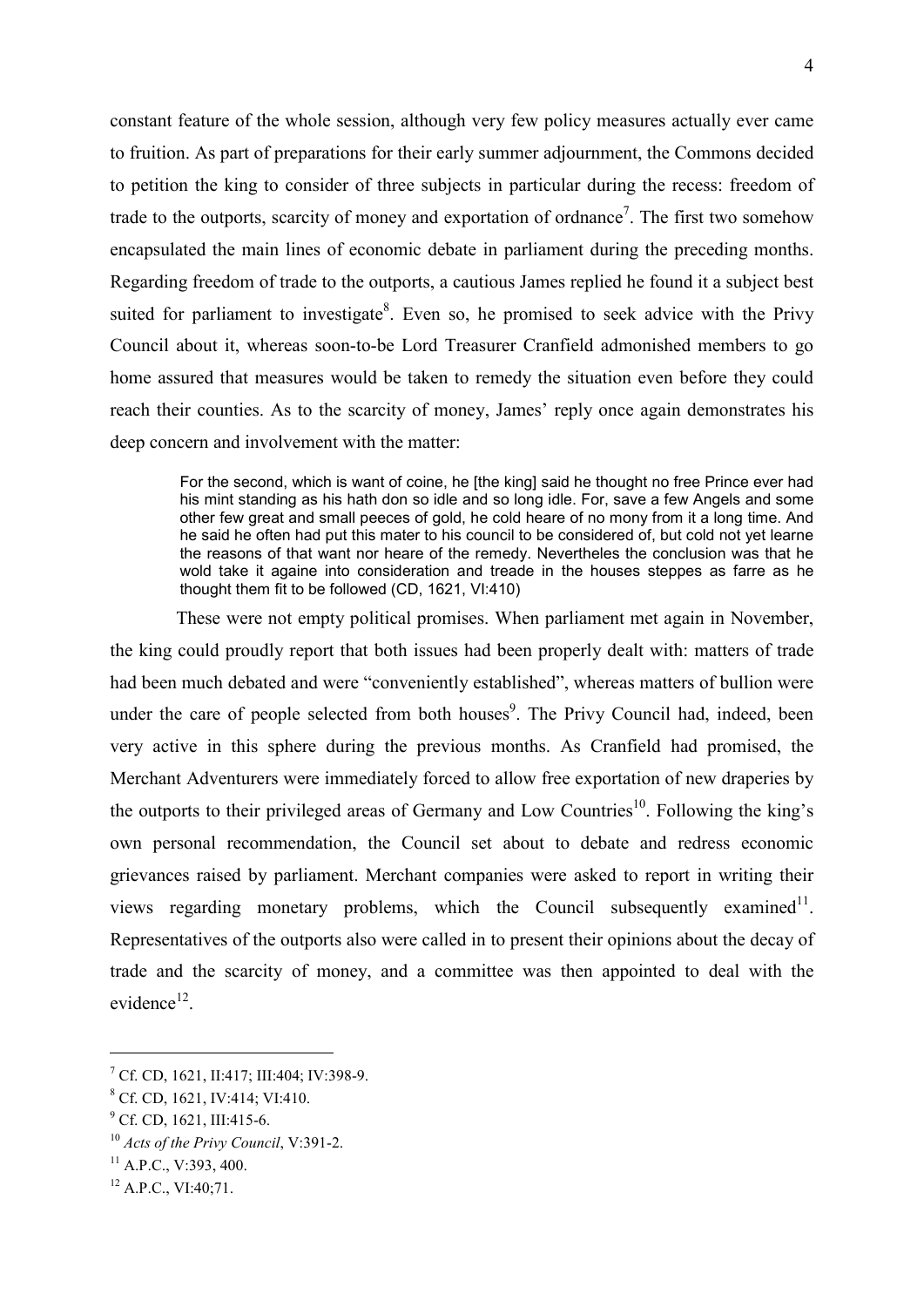constant feature of the whole session, although very few policy measures actually ever came to fruition. As part of preparations for their early summer adjournment, the Commons decided to petition the king to consider of three subjects in particular during the recess: freedom of trade to the outports, scarcity of money and exportation of ordnance[7]. The first two somehow encapsulated the main lines of economic debate in parliament during the preceding months. Regarding freedom of trade to the outports, a cautious James replied he found it a subject best suited for parliament to investigate[8]. Even so, he promised to seek advice with the Privy Council about it, whereas soon-to-be Lord Treasurer Cranfield admonished members to go home assured that measures would be taken to remedy the situation even before they could reach their counties. As to the scarcity of money, James' reply once again demonstrates his deep concern and involvement with the matter:

> For the second, which is want of coine, he [the king] said he thought no free Prince ever had his mint standing as his hath don so idle and so long idle. For, save a few Angels and some other few great and small peeces of gold, he cold heare of no mony from it a long time. And he said he often had put this mater to his council to be considered of, but cold not yet learne the reasons of that want nor heare of the remedy. Nevertheles the conclusion was that he wold take it againe into consideration and treade in the houses steppes as farre as he thought them fit to be followed (CD, 1621, VI:410)

These were not empty political promises. When parliament met again in November, the king could proudly report that both issues had been properly dealt with: matters of trade had been much debated and were "conveniently established", whereas matters of bullion were under the care of people selected from both houses[9]. The Privy Council had, indeed, been very active in this sphere during the previous months. As Cranfield had promised, the Merchant Adventurers were immediately forced to allow free exportation of new draperies by the outports to their privileged areas of Germany and Low Countries[10]. Following the king's own personal recommendation, the Council set about to debate and redress economic grievances raised by parliament. Merchant companies were asked to report in writing their views regarding monetary problems, which the Council subsequently examined[11]. Representatives of the outports also were called in to present their opinions about the decay of trade and the scarcity of money, and a committee was then appointed to deal with the evidence[12].

---

[7] Cf. CD, 1621, II:417; III:404; IV:398-9.

[8] Cf. CD, 1621, IV:414; VI:410.

[9] Cf. CD, 1621, III:415-6.

[10] *Acts of the Privy Council*, V:391-2.

[11] A.P.C., V:393, 400.

[12] A.P.C., VI:40;71.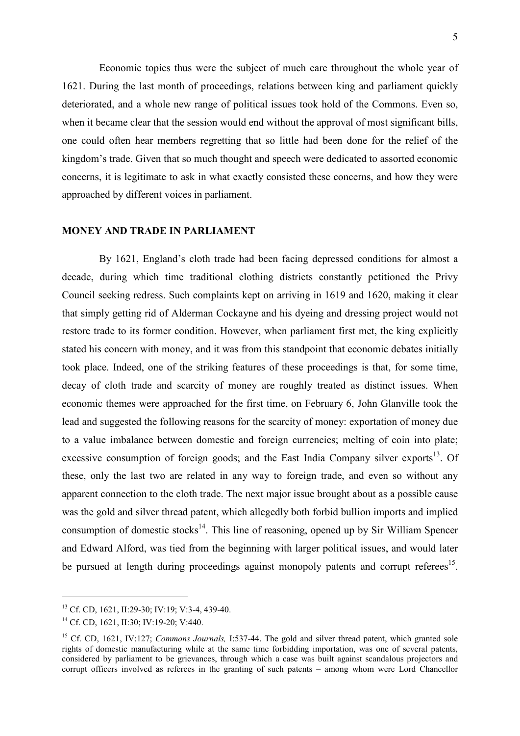Economic topics thus were the subject of much care throughout the whole year of 1621. During the last month of proceedings, relations between king and parliament quickly deteriorated, and a whole new range of political issues took hold of the Commons. Even so, when it became clear that the session would end without the approval of most significant bills, one could often hear members regretting that so little had been done for the relief of the kingdom's trade. Given that so much thought and speech were dedicated to assorted economic concerns, it is legitimate to ask in what exactly consisted these concerns, and how they were approached by different voices in parliament.

## MONEY AND TRADE IN PARLIAMENT

By 1621, England's cloth trade had been facing depressed conditions for almost a decade, during which time traditional clothing districts constantly petitioned the Privy Council seeking redress. Such complaints kept on arriving in 1619 and 1620, making it clear that simply getting rid of Alderman Cockayne and his dyeing and dressing project would not restore trade to its former condition. However, when parliament first met, the king explicitly stated his concern with money, and it was from this standpoint that economic debates initially took place. Indeed, one of the striking features of these proceedings is that, for some time, decay of cloth trade and scarcity of money are roughly treated as distinct issues. When economic themes were approached for the first time, on February 6, John Glanville took the lead and suggested the following reasons for the scarcity of money: exportation of money due to a value imbalance between domestic and foreign currencies; melting of coin into plate; excessive consumption of foreign goods; and the East India Company silver exports[13]. Of these, only the last two are related in any way to foreign trade, and even so without any apparent connection to the cloth trade. The next major issue brought about as a possible cause was the gold and silver thread patent, which allegedly both forbid bullion imports and implied consumption of domestic stocks[14]. This line of reasoning, opened up by Sir William Spencer and Edward Alford, was tied from the beginning with larger political issues, and would later be pursued at length during proceedings against monopoly patents and corrupt referees[15].

---

[13] Cf. CD, 1621, II:29-30; IV:19; V:3-4, 439-40.

[14] Cf. CD, 1621, II:30; IV:19-20; V:440.

[15] Cf. CD, 1621, IV:127; *Commons Journals,* I:537-44. The gold and silver thread patent, which granted sole rights of domestic manufacturing while at the same time forbidding importation, was one of several patents, considered by parliament to be grievances, through which a case was built against scandalous projectors and corrupt officers involved as referees in the granting of such patents – among whom were Lord Chancellor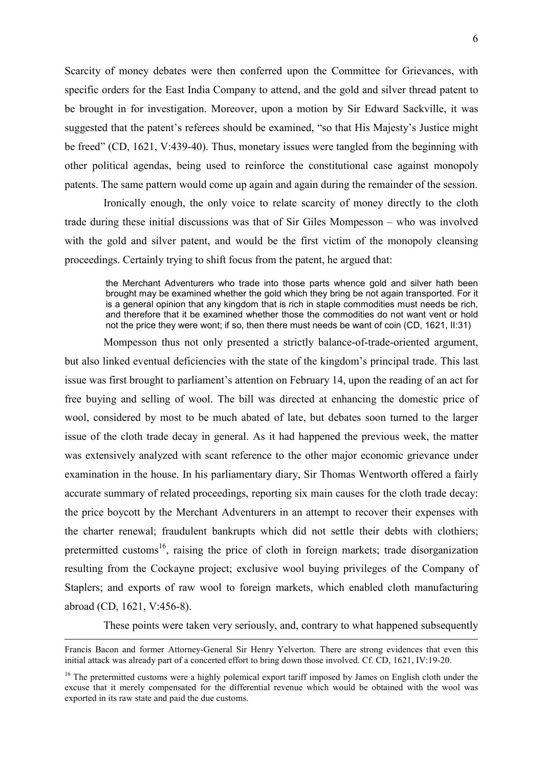Scarcity of money debates were then conferred upon the Committee for Grievances, with specific orders for the East India Company to attend, and the gold and silver thread patent to be brought in for investigation. Moreover, upon a motion by Sir Edward Sackville, it was suggested that the patent's referees should be examined, "so that His Majesty's Justice might be freed" (CD, 1621, V:439-40). Thus, monetary issues were tangled from the beginning with other political agendas, being used to reinforce the constitutional case against monopoly patents. The same pattern would come up again and again during the remainder of the session.

Ironically enough, the only voice to relate scarcity of money directly to the cloth trade during these initial discussions was that of Sir Giles Mompesson – who was involved with the gold and silver patent, and would be the first victim of the monopoly cleansing proceedings. Certainly trying to shift focus from the patent, he argued that:

> the Merchant Adventurers who trade into those parts whence gold and silver hath been brought may be examined whether the gold which they bring be not again transported. For it is a general opinion that any kingdom that is rich in staple commodities must needs be rich, and therefore that it be examined whether those the commodities do not want vent or hold not the price they were wont; if so, then there must needs be want of coin (CD, 1621, II:31)

Mompesson thus not only presented a strictly balance-of-trade-oriented argument, but also linked eventual deficiencies with the state of the kingdom's principal trade. This last issue was first brought to parliament's attention on February 14, upon the reading of an act for free buying and selling of wool. The bill was directed at enhancing the domestic price of wool, considered by most to be much abated of late, but debates soon turned to the larger issue of the cloth trade decay in general. As it had happened the previous week, the matter was extensively analyzed with scant reference to the other major economic grievance under examination in the house. In his parliamentary diary, Sir Thomas Wentworth offered a fairly accurate summary of related proceedings, reporting six main causes for the cloth trade decay: the price boycott by the Merchant Adventurers in an attempt to recover their expenses with the charter renewal; fraudulent bankrupts which did not settle their debts with clothiers; pretermitted customs[16], raising the price of cloth in foreign markets; trade disorganization resulting from the Cockayne project; exclusive wool buying privileges of the Company of Staplers; and exports of raw wool to foreign markets, which enabled cloth manufacturing abroad (CD, 1621, V:456-8).

These points were taken very seriously, and, contrary to what happened subsequently

---

Francis Bacon and former Attorney-General Sir Henry Yelverton. There are strong evidences that even this initial attack was already part of a concerted effort to bring down those involved. Cf. CD, 1621, IV:19-20.

[16] The pretermitted customs were a highly polemical export tariff imposed by James on English cloth under the excuse that it merely compensated for the differential revenue which would be obtained with the wool was exported in its raw state and paid the due customs.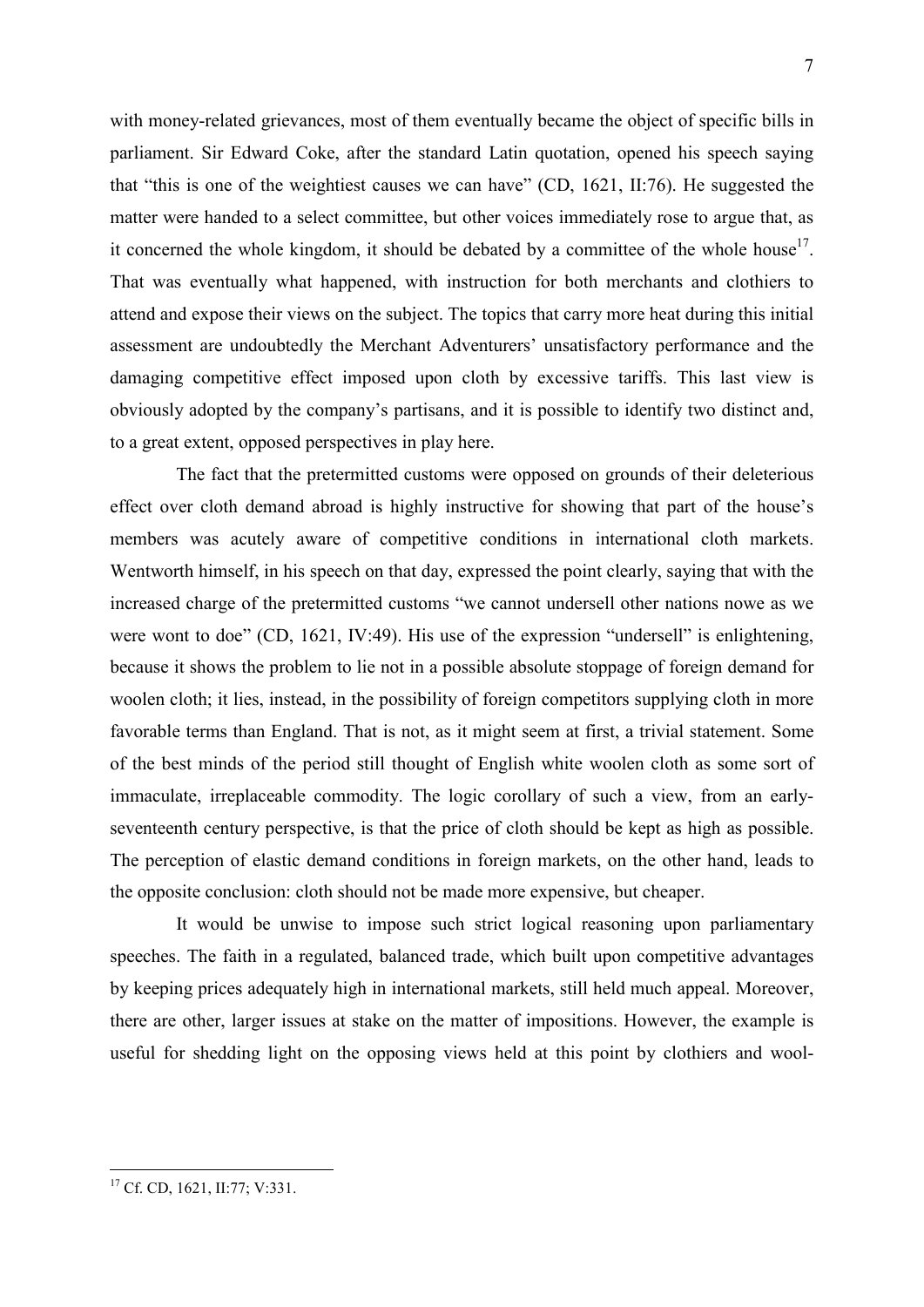with money-related grievances, most of them eventually became the object of specific bills in parliament. Sir Edward Coke, after the standard Latin quotation, opened his speech saying that "this is one of the weightiest causes we can have" (CD, 1621, II:76). He suggested the matter were handed to a select committee, but other voices immediately rose to argue that, as it concerned the whole kingdom, it should be debated by a committee of the whole house[17]. That was eventually what happened, with instruction for both merchants and clothiers to attend and expose their views on the subject. The topics that carry more heat during this initial assessment are undoubtedly the Merchant Adventurers' unsatisfactory performance and the damaging competitive effect imposed upon cloth by excessive tariffs. This last view is obviously adopted by the company's partisans, and it is possible to identify two distinct and, to a great extent, opposed perspectives in play here.

The fact that the pretermitted customs were opposed on grounds of their deleterious effect over cloth demand abroad is highly instructive for showing that part of the house's members was acutely aware of competitive conditions in international cloth markets. Wentworth himself, in his speech on that day, expressed the point clearly, saying that with the increased charge of the pretermitted customs "we cannot undersell other nations nowe as we were wont to doe" (CD, 1621, IV:49). His use of the expression "undersell" is enlightening, because it shows the problem to lie not in a possible absolute stoppage of foreign demand for woolen cloth; it lies, instead, in the possibility of foreign competitors supplying cloth in more favorable terms than England. That is not, as it might seem at first, a trivial statement. Some of the best minds of the period still thought of English white woolen cloth as some sort of immaculate, irreplaceable commodity. The logic corollary of such a view, from an early-seventeenth century perspective, is that the price of cloth should be kept as high as possible. The perception of elastic demand conditions in foreign markets, on the other hand, leads to the opposite conclusion: cloth should not be made more expensive, but cheaper.

It would be unwise to impose such strict logical reasoning upon parliamentary speeches. The faith in a regulated, balanced trade, which built upon competitive advantages by keeping prices adequately high in international markets, still held much appeal. Moreover, there are other, larger issues at stake on the matter of impositions. However, the example is useful for shedding light on the opposing views held at this point by clothiers and wool-

---

[17] Cf. CD, 1621, II:77; V:331.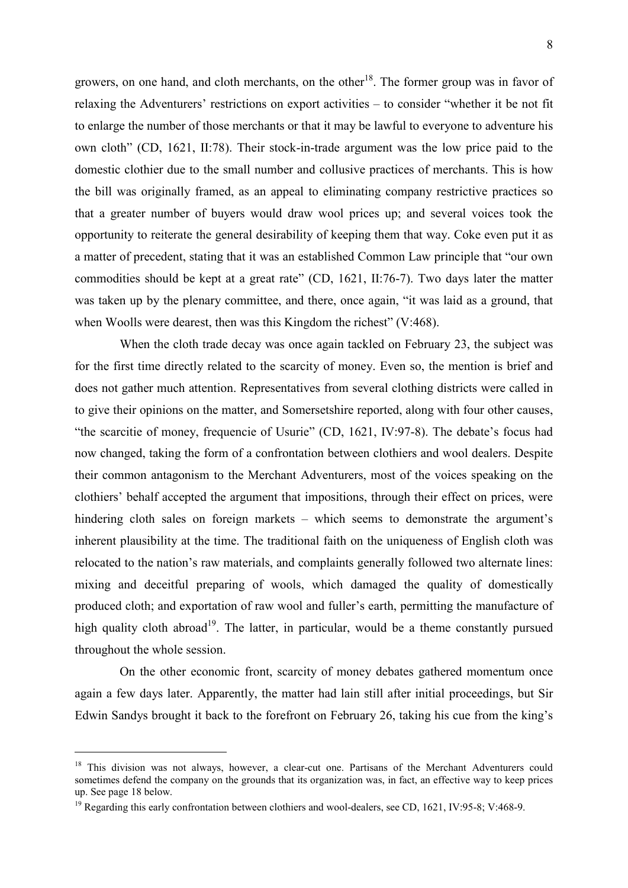growers, on one hand, and cloth merchants, on the other[18]. The former group was in favor of relaxing the Adventurers' restrictions on export activities – to consider "whether it be not fit to enlarge the number of those merchants or that it may be lawful to everyone to adventure his own cloth" (CD, 1621, II:78). Their stock-in-trade argument was the low price paid to the domestic clothier due to the small number and collusive practices of merchants. This is how the bill was originally framed, as an appeal to eliminating company restrictive practices so that a greater number of buyers would draw wool prices up; and several voices took the opportunity to reiterate the general desirability of keeping them that way. Coke even put it as a matter of precedent, stating that it was an established Common Law principle that "our own commodities should be kept at a great rate" (CD, 1621, II:76-7). Two days later the matter was taken up by the plenary committee, and there, once again, "it was laid as a ground, that when Woolls were dearest, then was this Kingdom the richest" (V:468).

When the cloth trade decay was once again tackled on February 23, the subject was for the first time directly related to the scarcity of money. Even so, the mention is brief and does not gather much attention. Representatives from several clothing districts were called in to give their opinions on the matter, and Somersetshire reported, along with four other causes, "the scarcitie of money, frequencie of Usurie" (CD, 1621, IV:97-8). The debate's focus had now changed, taking the form of a confrontation between clothiers and wool dealers. Despite their common antagonism to the Merchant Adventurers, most of the voices speaking on the clothiers' behalf accepted the argument that impositions, through their effect on prices, were hindering cloth sales on foreign markets – which seems to demonstrate the argument's inherent plausibility at the time. The traditional faith on the uniqueness of English cloth was relocated to the nation's raw materials, and complaints generally followed two alternate lines: mixing and deceitful preparing of wools, which damaged the quality of domestically produced cloth; and exportation of raw wool and fuller's earth, permitting the manufacture of high quality cloth abroad[19]. The latter, in particular, would be a theme constantly pursued throughout the whole session.

On the other economic front, scarcity of money debates gathered momentum once again a few days later. Apparently, the matter had lain still after initial proceedings, but Sir Edwin Sandys brought it back to the forefront on February 26, taking his cue from the king's

---

[18] This division was not always, however, a clear-cut one. Partisans of the Merchant Adventurers could sometimes defend the company on the grounds that its organization was, in fact, an effective way to keep prices up. See page 18 below.

[19] Regarding this early confrontation between clothiers and wool-dealers, see CD, 1621, IV:95-8; V:468-9.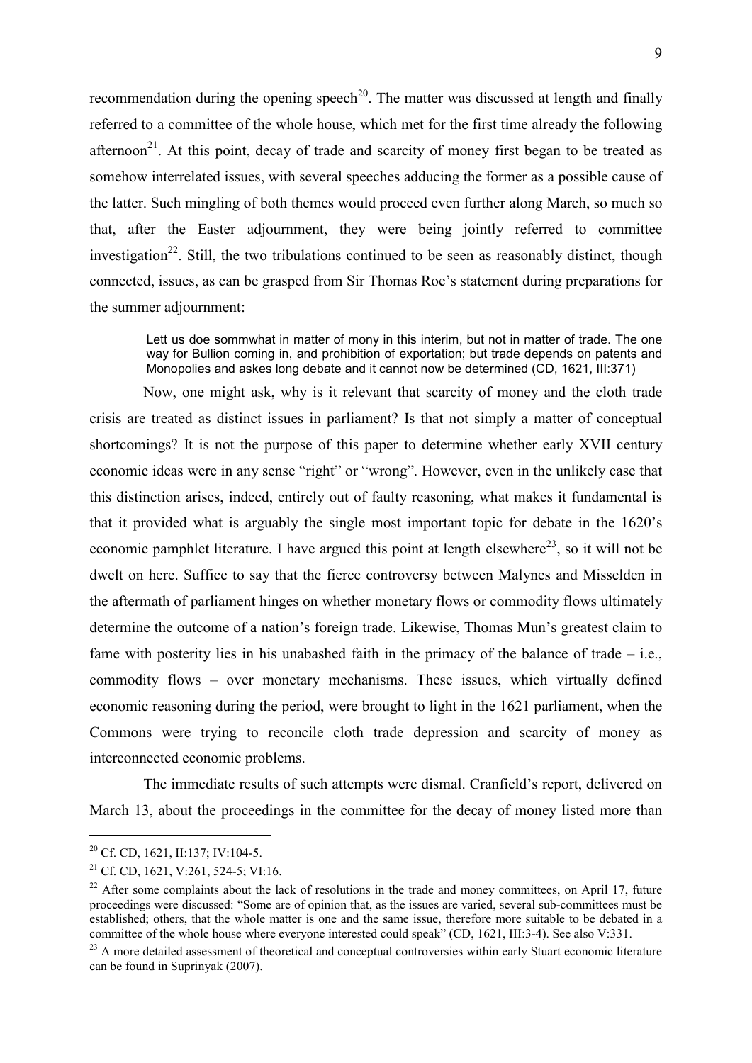recommendation during the opening speech[20]. The matter was discussed at length and finally referred to a committee of the whole house, which met for the first time already the following afternoon[21]. At this point, decay of trade and scarcity of money first began to be treated as somehow interrelated issues, with several speeches adducing the former as a possible cause of the latter. Such mingling of both themes would proceed even further along March, so much so that, after the Easter adjournment, they were being jointly referred to committee investigation[22]. Still, the two tribulations continued to be seen as reasonably distinct, though connected, issues, as can be grasped from Sir Thomas Roe's statement during preparations for the summer adjournment:

> Lett us doe sommwhat in matter of mony in this interim, but not in matter of trade. The one way for Bullion coming in, and prohibition of exportation; but trade depends on patents and Monopolies and askes long debate and it cannot now be determined (CD, 1621, III:371)

Now, one might ask, why is it relevant that scarcity of money and the cloth trade crisis are treated as distinct issues in parliament? Is that not simply a matter of conceptual shortcomings? It is not the purpose of this paper to determine whether early XVII century economic ideas were in any sense "right" or "wrong". However, even in the unlikely case that this distinction arises, indeed, entirely out of faulty reasoning, what makes it fundamental is that it provided what is arguably the single most important topic for debate in the 1620's economic pamphlet literature. I have argued this point at length elsewhere[23], so it will not be dwelt on here. Suffice to say that the fierce controversy between Malynes and Misselden in the aftermath of parliament hinges on whether monetary flows or commodity flows ultimately determine the outcome of a nation's foreign trade. Likewise, Thomas Mun's greatest claim to fame with posterity lies in his unabashed faith in the primacy of the balance of trade – i.e., commodity flows – over monetary mechanisms. These issues, which virtually defined economic reasoning during the period, were brought to light in the 1621 parliament, when the Commons were trying to reconcile cloth trade depression and scarcity of money as interconnected economic problems.

The immediate results of such attempts were dismal. Cranfield's report, delivered on March 13, about the proceedings in the committee for the decay of money listed more than

---

[20] Cf. CD, 1621, II:137; IV:104-5.

[21] Cf. CD, 1621, V:261, 524-5; VI:16.

[22] After some complaints about the lack of resolutions in the trade and money committees, on April 17, future proceedings were discussed: "Some are of opinion that, as the issues are varied, several sub-committees must be established; others, that the whole matter is one and the same issue, therefore more suitable to be debated in a committee of the whole house where everyone interested could speak" (CD, 1621, III:3-4). See also V:331.

[23] A more detailed assessment of theoretical and conceptual controversies within early Stuart economic literature can be found in Suprinyak (2007).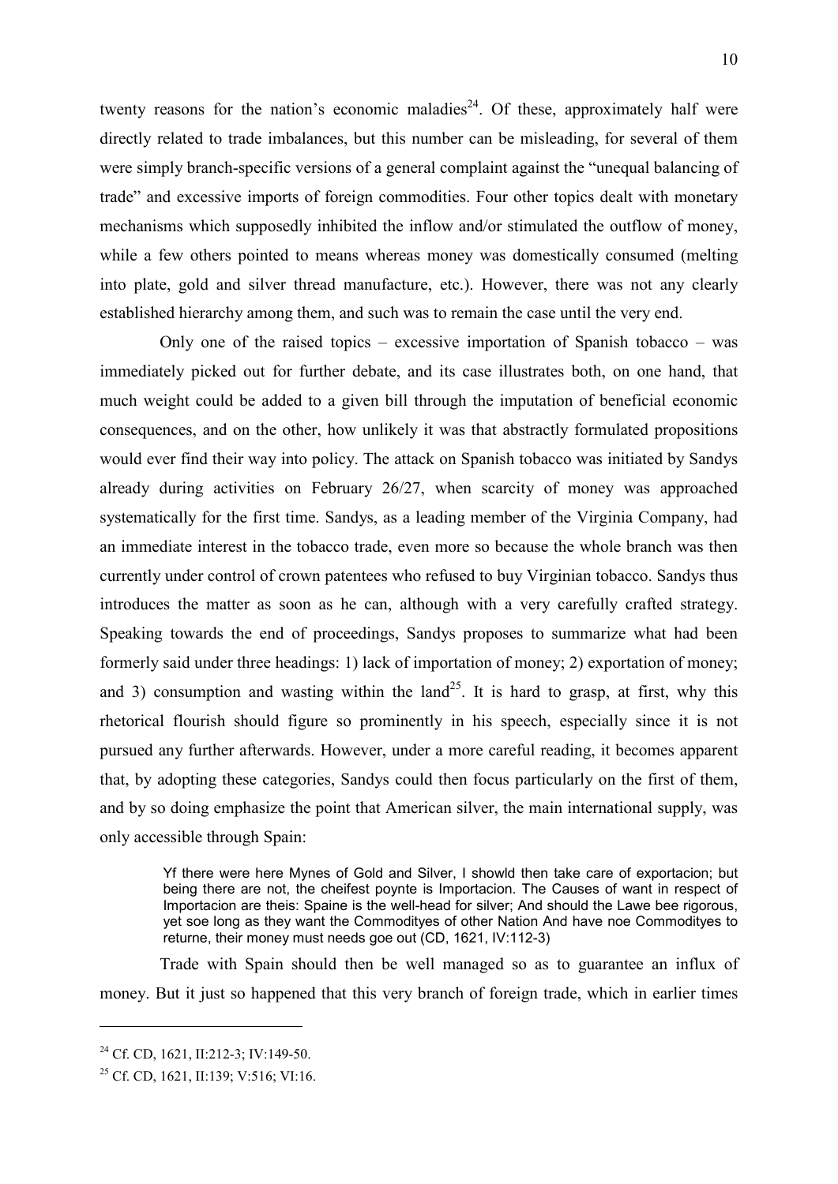twenty reasons for the nation's economic maladies[24]. Of these, approximately half were directly related to trade imbalances, but this number can be misleading, for several of them were simply branch-specific versions of a general complaint against the "unequal balancing of trade" and excessive imports of foreign commodities. Four other topics dealt with monetary mechanisms which supposedly inhibited the inflow and/or stimulated the outflow of money, while a few others pointed to means whereas money was domestically consumed (melting into plate, gold and silver thread manufacture, etc.). However, there was not any clearly established hierarchy among them, and such was to remain the case until the very end.

Only one of the raised topics – excessive importation of Spanish tobacco – was immediately picked out for further debate, and its case illustrates both, on one hand, that much weight could be added to a given bill through the imputation of beneficial economic consequences, and on the other, how unlikely it was that abstractly formulated propositions would ever find their way into policy. The attack on Spanish tobacco was initiated by Sandys already during activities on February 26/27, when scarcity of money was approached systematically for the first time. Sandys, as a leading member of the Virginia Company, had an immediate interest in the tobacco trade, even more so because the whole branch was then currently under control of crown patentees who refused to buy Virginian tobacco. Sandys thus introduces the matter as soon as he can, although with a very carefully crafted strategy. Speaking towards the end of proceedings, Sandys proposes to summarize what had been formerly said under three headings: 1) lack of importation of money; 2) exportation of money; and 3) consumption and wasting within the land[25]. It is hard to grasp, at first, why this rhetorical flourish should figure so prominently in his speech, especially since it is not pursued any further afterwards. However, under a more careful reading, it becomes apparent that, by adopting these categories, Sandys could then focus particularly on the first of them, and by so doing emphasize the point that American silver, the main international supply, was only accessible through Spain:

> Yf there were here Mynes of Gold and Silver, I showld then take care of exportacion; but being there are not, the cheifest poynte is Importacion. The Causes of want in respect of Importacion are theis: Spaine is the well-head for silver; And should the Lawe bee rigorous, yet soe long as they want the Commoditcase of other Nation And have noe Commodityes to returne, their money must needs goe out (CD, 1621, IV:112-3)

Trade with Spain should then be well managed so as to guarantee an influx of money. But it just so happened that this very branch of foreign trade, which in earlier times

---

[24] Cf. CD, 1621, II:212-3; IV:149-50.

[25] Cf. CD, 1621, II:139; V:516; VI:16.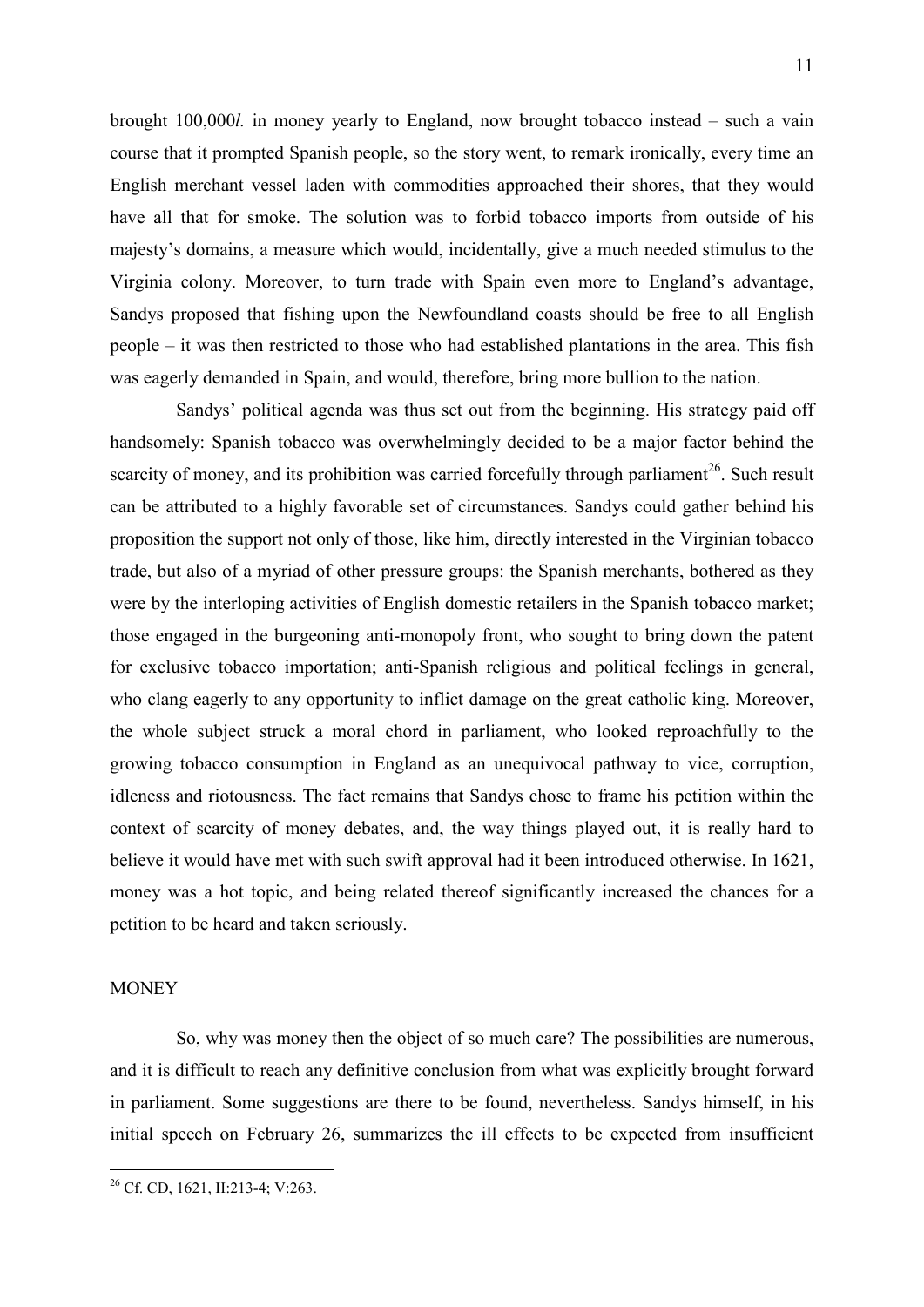brought 100,000*l.* in money yearly to England, now brought tobacco instead – such a vain course that it prompted Spanish people, so the story went, to remark ironically, every time an English merchant vessel laden with commodities approached their shores, that they would have all that for smoke. The solution was to forbid tobacco imports from outside of his majesty's domains, a measure which would, incidentally, give a much needed stimulus to the Virginia colony. Moreover, to turn trade with Spain even more to England's advantage, Sandys proposed that fishing upon the Newfoundland coasts should be free to all English people – it was then restricted to those who had established plantations in the area. This fish was eagerly demanded in Spain, and would, therefore, bring more bullion to the nation.

Sandys' political agenda was thus set out from the beginning. His strategy paid off handsomely: Spanish tobacco was overwhelmingly decided to be a major factor behind the scarcity of money, and its prohibition was carried forcefully through parliament[26]. Such result can be attributed to a highly favorable set of circumstances. Sandys could gather behind his proposition the support not only of those, like him, directly interested in the Virginian tobacco trade, but also of a myriad of other pressure groups: the Spanish merchants, bothered as they were by the interloping activities of English domestic retailers in the Spanish tobacco market; those engaged in the burgeoning anti-monopoly front, who sought to bring down the patent for exclusive tobacco importation; anti-Spanish religious and political feelings in general, who clang eagerly to any opportunity to inflict damage on the great catholic king. Moreover, the whole subject struck a moral chord in parliament, who looked reproachfully to the growing tobacco consumption in England as an unequivocal pathway to vice, corruption, idleness and riotousness. The fact remains that Sandys chose to frame his petition within the context of scarcity of money debates, and, the way things played out, it is really hard to believe it would have met with such swift approval had it been introduced otherwise. In 1621, money was a hot topic, and being related thereof significantly increased the chances for a petition to be heard and taken seriously.

## MONEY

So, why was money then the object of so much care? The possibilities are numerous, and it is difficult to reach any definitive conclusion from what was explicitly brought forward in parliament. Some suggestions are there to be found, nevertheless. Sandys himself, in his initial speech on February 26, summarizes the ill effects to be expected from insufficient

[26] Cf. CD, 1621, II:213-4; V:263.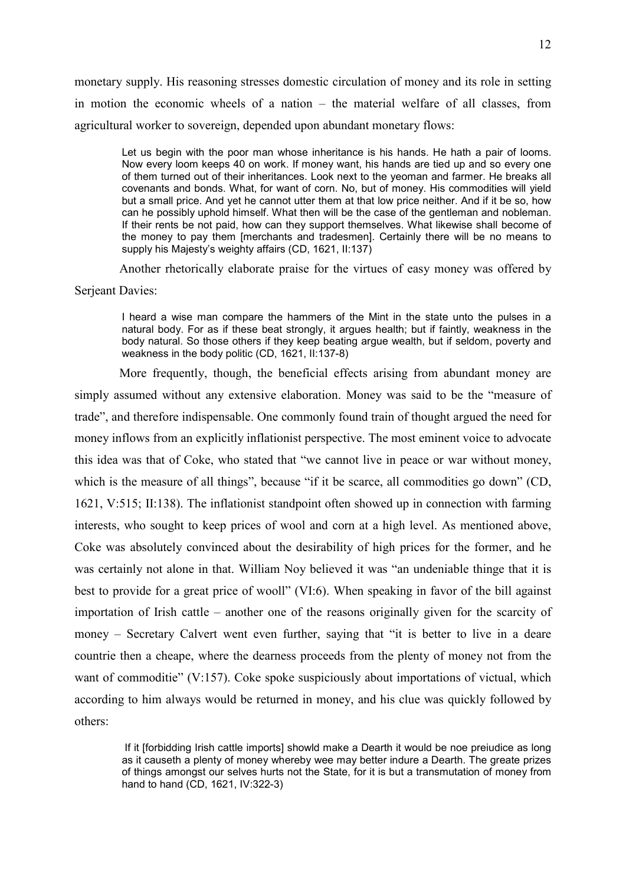monetary supply. His reasoning stresses domestic circulation of money and its role in setting in motion the economic wheels of a nation – the material welfare of all classes, from agricultural worker to sovereign, depended upon abundant monetary flows:

> Let us begin with the poor man whose inheritance is his hands. He hath a pair of looms. Now every loom keeps 40 on work. If money want, his hands are tied up and so every one of them turned out of their inheritances. Look next to the yeoman and farmer. He breaks all covenants and bonds. What, for want of corn. No, but of money. His commodities will yield but a small price. And yet he cannot utter them at that low price neither. And if it be so, how can he possibly uphold himself. What then will be the case of the gentleman and nobleman. If their rents be not paid, how can they support themselves. What likewise shall become of the money to pay them [merchants and tradesmen]. Certainly there will be no means to supply his Majesty's weighty affairs (CD, 1621, II:137)

Another rhetorically elaborate praise for the virtues of easy money was offered by Serjeant Davies:

> I heard a wise man compare the hammers of the Mint in the state unto the pulses in a natural body. For as if these beat strongly, it argues health; but if faintly, weakness in the body natural. So those others if they keep beating argue wealth, but if seldom, poverty and weakness in the body politic (CD, 1621, II:137-8)

More frequently, though, the beneficial effects arising from abundant money are simply assumed without any extensive elaboration. Money was said to be the "measure of trade", and therefore indispensable. One commonly found train of thought argued the need for money inflows from an explicitly inflationist perspective. The most eminent voice to advocate this idea was that of Coke, who stated that "we cannot live in peace or war without money, which is the measure of all things", because "if it be scarce, all commodities go down" (CD, 1621, V:515; II:138). The inflationist standpoint often showed up in connection with farming interests, who sought to keep prices of wool and corn at a high level. As mentioned above, Coke was absolutely convinced about the desirability of high prices for the former, and he was certainly not alone in that. William Noy believed it was "an undeniable thinge that it is best to provide for a great price of wooll" (VI:6). When speaking in favor of the bill against importation of Irish cattle – another one of the reasons originally given for the scarcity of money – Secretary Calvert went even further, saying that "it is better to live in a deare countrie then a cheape, where the dearness proceeds from the plenty of money not from the want of commoditie" (V:157). Coke spoke suspiciously about importations of victual, which according to him always would be returned in money, and his clue was quickly followed by others:

> If it [forbidding Irish cattle imports] showld make a Dearth it would be noe preiudice as long as it causeth a plenty of money whereby wee may better indure a Dearth. The greate prizes of things amongst our selves hurts not the State, for it is but a transmutation of money from hand to hand (CD, 1621, IV:322-3)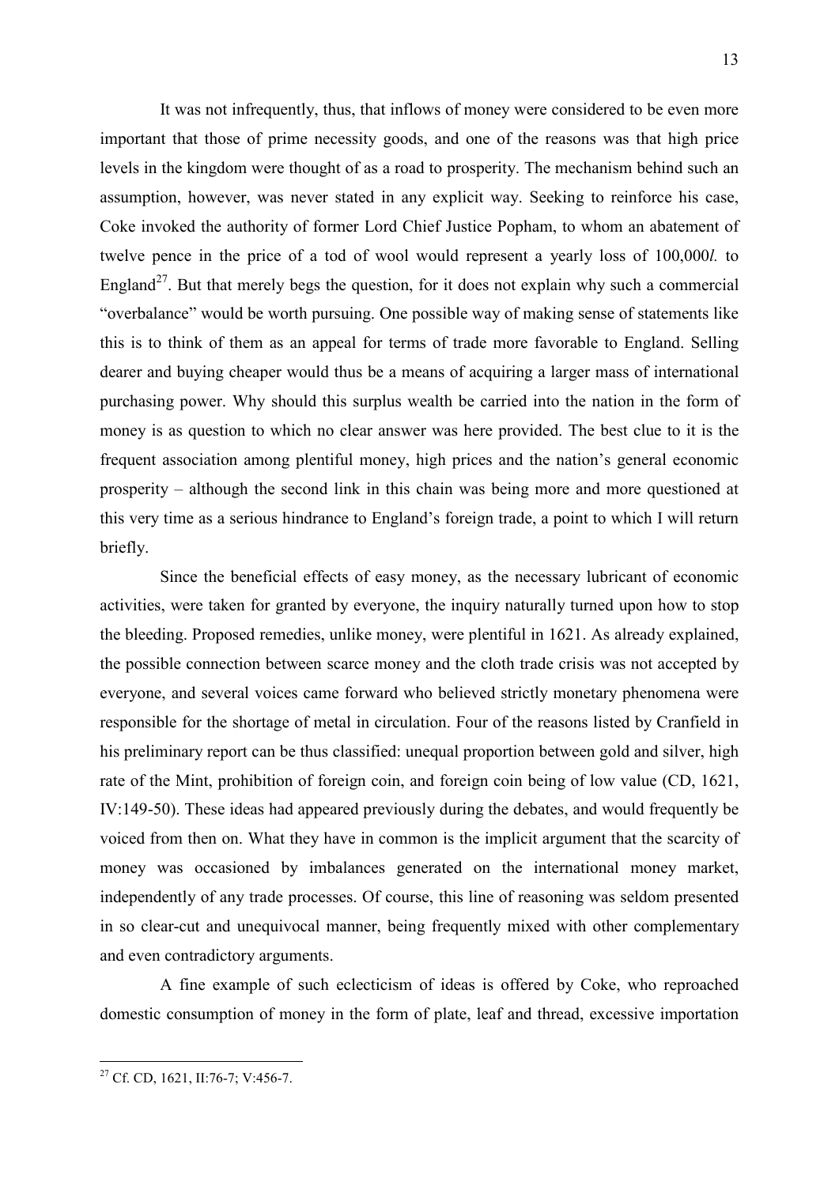It was not infrequently, thus, that inflows of money were considered to be even more important that those of prime necessity goods, and one of the reasons was that high price levels in the kingdom were thought of as a road to prosperity. The mechanism behind such an assumption, however, was never stated in any explicit way. Seeking to reinforce his case, Coke invoked the authority of former Lord Chief Justice Popham, to whom an abatement of twelve pence in the price of a tod of wool would represent a yearly loss of 100,000*l.* to England[27]. But that merely begs the question, for it does not explain why such a commercial "overbalance" would be worth pursuing. One possible way of making sense of statements like this is to think of them as an appeal for terms of trade more favorable to England. Selling dearer and buying cheaper would thus be a means of acquiring a larger mass of international purchasing power. Why should this surplus wealth be carried into the nation in the form of money is as question to which no clear answer was here provided. The best clue to it is the frequent association among plentiful money, high prices and the nation's general economic prosperity – although the second link in this chain was being more and more questioned at this very time as a serious hindrance to England's foreign trade, a point to which I will return briefly.

Since the beneficial effects of easy money, as the necessary lubricant of economic activities, were taken for granted by everyone, the inquiry naturally turned upon how to stop the bleeding. Proposed remedies, unlike money, were plentiful in 1621. As already explained, the possible connection between scarce money and the cloth trade crisis was not accepted by everyone, and several voices came forward who believed strictly monetary phenomena were responsible for the shortage of metal in circulation. Four of the reasons listed by Cranfield in his preliminary report can be thus classified: unequal proportion between gold and silver, high rate of the Mint, prohibition of foreign coin, and foreign coin being of low value (CD, 1621, IV:149-50). These ideas had appeared previously during the debates, and would frequently be voiced from then on. What they have in common is the implicit argument that the scarcity of money was occasioned by imbalances generated on the international money market, independently of any trade processes. Of course, this line of reasoning was seldom presented in so clear-cut and unequivocal manner, being frequently mixed with other complementary and even contradictory arguments.

A fine example of such eclecticism of ideas is offered by Coke, who reproached domestic consumption of money in the form of plate, leaf and thread, excessive importation

---

[27] Cf. CD, 1621, II:76-7; V:456-7.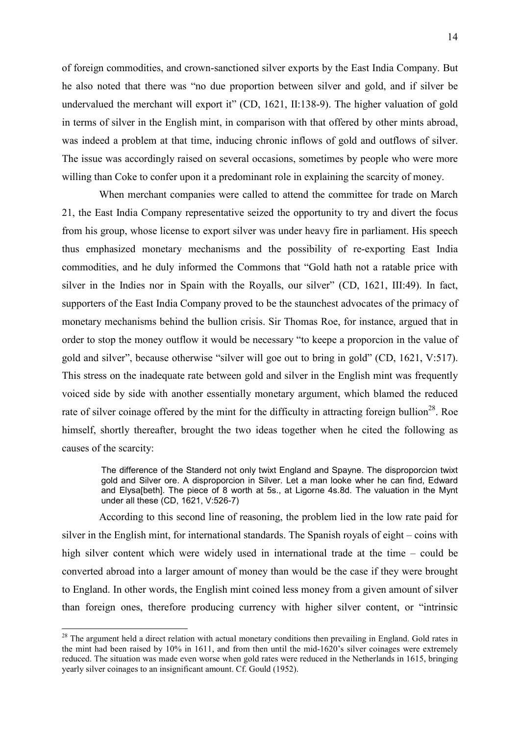of foreign commodities, and crown-sanctioned silver exports by the East India Company. But he also noted that there was "no due proportion between silver and gold, and if silver be undervalued the merchant will export it" (CD, 1621, II:138-9). The higher valuation of gold in terms of silver in the English mint, in comparison with that offered by other mints abroad, was indeed a problem at that time, inducing chronic inflows of gold and outflows of silver. The issue was accordingly raised on several occasions, sometimes by people who were more willing than Coke to confer upon it a predominant role in explaining the scarcity of money.

When merchant companies were called to attend the committee for trade on March 21, the East India Company representative seized the opportunity to try and divert the focus from his group, whose license to export silver was under heavy fire in parliament. His speech thus emphasized monetary mechanisms and the possibility of re-exporting East India commodities, and he duly informed the Commons that "Gold hath not a ratable price with silver in the Indies nor in Spain with the Royalls, our silver" (CD, 1621, III:49). In fact, supporters of the East India Company proved to be the staunchest advocates of the primacy of monetary mechanisms behind the bullion crisis. Sir Thomas Roe, for instance, argued that in order to stop the money outflow it would be necessary "to keepe a proporcion in the value of gold and silver", because otherwise "silver will goe out to bring in gold" (CD, 1621, V:517). This stress on the inadequate rate between gold and silver in the English mint was frequently voiced side by side with another essentially monetary argument, which blamed the reduced rate of silver coinage offered by the mint for the difficulty in attracting foreign bullion[28]. Roe himself, shortly thereafter, brought the two ideas together when he cited the following as causes of the scarcity:

> The difference of the Standerd not only twixt England and Spayne. The disproporcion twixt gold and Silver ore. A disproporcion in Silver. Let a man looke wher he can find, Edward and Elysa[beth]. The piece of 8 worth at 5s., at Ligorne 4s.8d. The valuation in the Mynt under all these (CD, 1621, V:526-7)

According to this second line of reasoning, the problem lied in the low rate paid for silver in the English mint, for international standards. The Spanish royals of eight – coins with high silver content which were widely used in international trade at the time – could be converted abroad into a larger amount of money than would be the case if they were brought to England. In other words, the English mint coined less money from a given amount of silver than foreign ones, therefore producing currency with higher silver content, or "intrinsic

---

[28] The argument held a direct relation with actual monetary conditions then prevailing in England. Gold rates in the mint had been raised by 10% in 1611, and from then until the mid-1620's silver coinages were extremely reduced. The situation was made even worse when gold rates were reduced in the Netherlands in 1615, bringing yearly silver coinages to an insignificant amount. Cf. Gould (1952).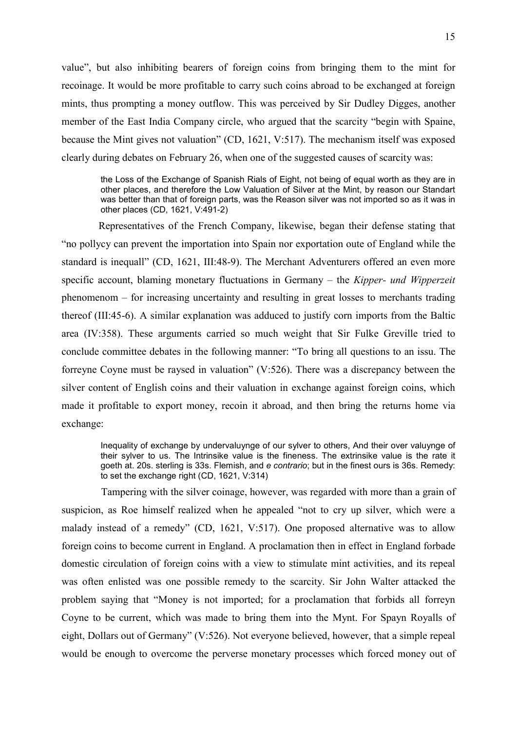value", but also inhibiting bearers of foreign coins from bringing them to the mint for recoinage. It would be more profitable to carry such coins abroad to be exchanged at foreign mints, thus prompting a money outflow. This was perceived by Sir Dudley Digges, another member of the East India Company circle, who argued that the scarcity "begin with Spaine, because the Mint gives not valuation" (CD, 1621, V:517). The mechanism itself was exposed clearly during debates on February 26, when one of the suggested causes of scarcity was:

> the Loss of the Exchange of Spanish Rials of Eight, not being of equal worth as they are in other places, and therefore the Low Valuation of Silver at the Mint, by reason our Standart was better than that of foreign parts, was the Reason silver was not imported so as it was in other places (CD, 1621, V:491-2)

Representatives of the French Company, likewise, began their defense stating that "no pollycy can prevent the importation into Spain nor exportation oute of England while the standard is inequall" (CD, 1621, III:48-9). The Merchant Adventurers offered an even more specific account, blaming monetary fluctuations in Germany – the *Kipper- und Wipperzeit* phenomenom – for increasing uncertainty and resulting in great losses to merchants trading thereof (III:45-6). A similar explanation was adduced to justify corn imports from the Baltic area (IV:358). These arguments carried so much weight that Sir Fulke Greville tried to conclude committee debates in the following manner: "To bring all questions to an issu. The forreyne Coyne must be raysed in valuation" (V:526). There was a discrepancy between the silver content of English coins and their valuation in exchange against foreign coins, which made it profitable to export money, recoin it abroad, and then bring the returns home via exchange:

> Inequality of exchange by undervaluynge of our sylver to others, And their over valuynge of their sylver to us. The Intrinsike value is the fineness. The extrinsike value is the rate it goeth at. 20s. sterling is 33s. Flemish, and *e contrario*; but in the finest ours is 36s. Remedy: to set the exchange right (CD, 1621, V:314)

Tampering with the silver coinage, however, was regarded with more than a grain of suspicion, as Roe himself realized when he appealed "not to cry up silver, which were a malady instead of a remedy" (CD, 1621, V:517). One proposed alternative was to allow foreign coins to become current in England. A proclamation then in effect in England forbade domestic circulation of foreign coins with a view to stimulate mint activities, and its repeal was often enlisted was one possible remedy to the scarcity. Sir John Walter attacked the problem saying that "Money is not imported; for a proclamation that forbids all forreyn Coyne to be current, which was made to bring them into the Mynt. For Spayn Royalls of eight, Dollars out of Germany" (V:526). Not everyone believed, however, that a simple repeal would be enough to overcome the perverse monetary processes which forced money out of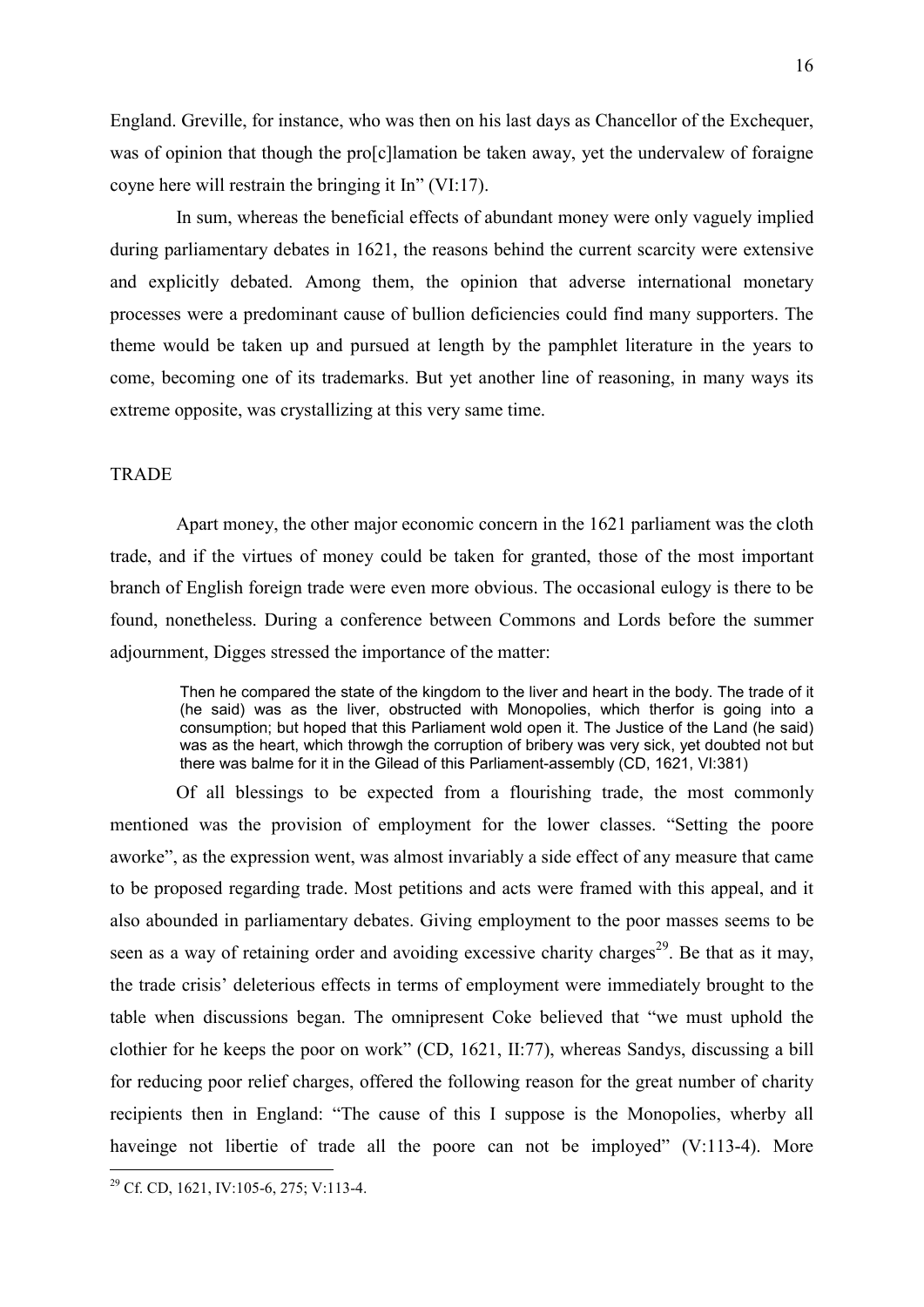England. Greville, for instance, who was then on his last days as Chancellor of the Exchequer, was of opinion that though the pro[c]lamation be taken away, yet the undervalew of foraigne coyne here will restrain the bringing it In" (VI:17).

In sum, whereas the beneficial effects of abundant money were only vaguely implied during parliamentary debates in 1621, the reasons behind the current scarcity were extensive and explicitly debated. Among them, the opinion that adverse international monetary processes were a predominant cause of bullion deficiencies could find many supporters. The theme would be taken up and pursued at length by the pamphlet literature in the years to come, becoming one of its trademarks. But yet another line of reasoning, in many ways its extreme opposite, was crystallizing at this very same time.

## TRADE

Apart money, the other major economic concern in the 1621 parliament was the cloth trade, and if the virtues of money could be taken for granted, those of the most important branch of English foreign trade were even more obvious. The occasional eulogy is there to be found, nonetheless. During a conference between Commons and Lords before the summer adjournment, Digges stressed the importance of the matter:

> Then he compared the state of the kingdom to the liver and heart in the body. The trade of it (he said) was as the liver, obstructed with Monopolies, which therfor is going into a consumption; but hoped that this Parliament wold open it. The Justice of the Land (he said) was as the heart, which throwgh the corruption of bribery was very sick, yet doubted not but there was balme for it in the Gilead of this Parliament-assembly (CD, 1621, VI:381)

Of all blessings to be expected from a flourishing trade, the most commonly mentioned was the provision of employment for the lower classes. "Setting the poore aworke", as the expression went, was almost invariably a side effect of any measure that came to be proposed regarding trade. Most petitions and acts were framed with this appeal, and it also abounded in parliamentary debates. Giving employment to the poor masses seems to be seen as a way of retaining order and avoiding excessive charity charges[29]. Be that as it may, the trade crisis' deleterious effects in terms of employment were immediately brought to the table when discussions began. The omnipresent Coke believed that "we must uphold the clothier for he keeps the poor on work" (CD, 1621, II:77), whereas Sandys, discussing a bill for reducing poor relief charges, offered the following reason for the great number of charity recipients then in England: "The cause of this I suppose is the Monopolies, wherby all haveinge not libertie of trade all the poore can not be imployed" (V:113-4). More

[29] Cf. CD, 1621, IV:105-6, 275; V:113-4.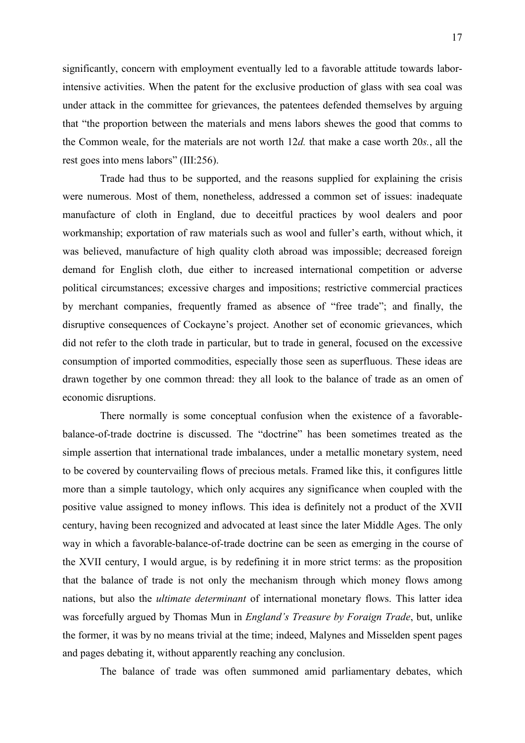significantly, concern with employment eventually led to a favorable attitude towards labor-intensive activities. When the patent for the exclusive production of glass with sea coal was under attack in the committee for grievances, the patentees defended themselves by arguing that "the proportion between the materials and mens labors shewes the good that comms to the Common weale, for the materials are not worth 12*d.* that make a case worth 20*s.*, all the rest goes into mens labors" (III:256).

Trade had thus to be supported, and the reasons supplied for explaining the crisis were numerous. Most of them, nonetheless, addressed a common set of issues: inadequate manufacture of cloth in England, due to deceitful practices by wool dealers and poor workmanship; exportation of raw materials such as wool and fuller's earth, without which, it was believed, manufacture of high quality cloth abroad was impossible; decreased foreign demand for English cloth, due either to increased international competition or adverse political circumstances; excessive charges and impositions; restrictive commercial practices by merchant companies, frequently framed as absence of "free trade"; and finally, the disruptive consequences of Cockayne's project. Another set of economic grievances, which did not refer to the cloth trade in particular, but to trade in general, focused on the excessive consumption of imported commodities, especially those seen as superfluous. These ideas are drawn together by one common thread: they all look to the balance of trade as an omen of economic disruptions.

There normally is some conceptual confusion when the existence of a favorable-balance-of-trade doctrine is discussed. The "doctrine" has been sometimes treated as the simple assertion that international trade imbalances, under a metallic monetary system, need to be covered by countervailing flows of precious metals. Framed like this, it configures little more than a simple tautology, which only acquires any significance when coupled with the positive value assigned to money inflows. This idea is definitely not a product of the XVII century, having been recognized and advocated at least since the later Middle Ages. The only way in which a favorable-balance-of-trade doctrine can be seen as emerging in the course of the XVII century, I would argue, is by redefining it in more strict terms: as the proposition that the balance of trade is not only the mechanism through which money flows among nations, but also the *ultimate determinant* of international monetary flows. This latter idea was forcefully argued by Thomas Mun in *England's Treasure by Foraign Trade*, but, unlike the former, it was by no means trivial at the time; indeed, Malynes and Misselden spent pages and pages debating it, without apparently reaching any conclusion.

The balance of trade was often summoned amid parliamentary debates, which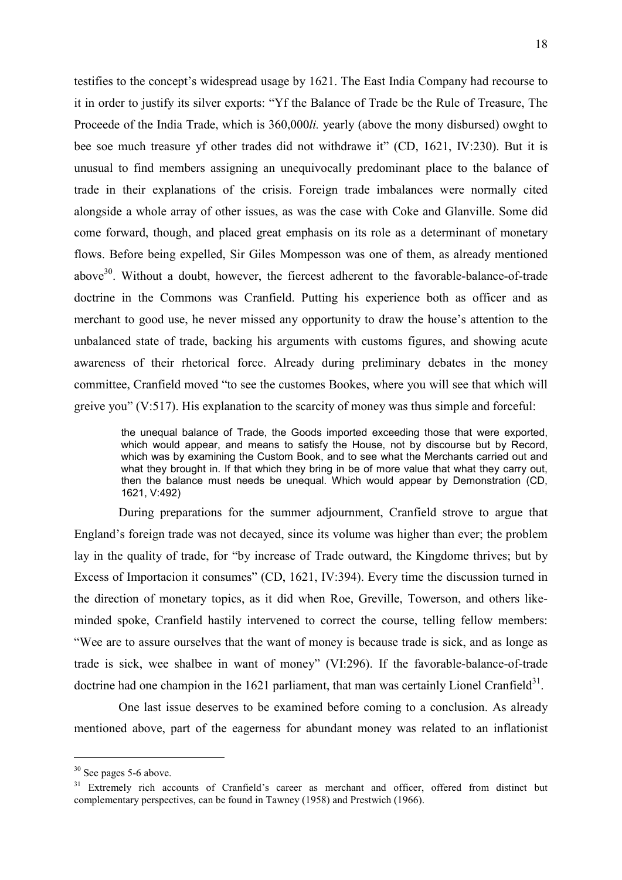testifies to the concept's widespread usage by 1621. The East India Company had recourse to it in order to justify its silver exports: "Yf the Balance of Trade be the Rule of Treasure, The Proceede of the India Trade, which is 360,000*li.* yearly (above the mony disbursed) owght to bee soe much treasure yf other trades did not withdrawe it" (CD, 1621, IV:230). But it is unusual to find members assigning an unequivocally predominant place to the balance of trade in their explanations of the crisis. Foreign trade imbalances were normally cited alongside a whole array of other issues, as was the case with Coke and Glanville. Some did come forward, though, and placed great emphasis on its role as a determinant of monetary flows. Before being expelled, Sir Giles Mompesson was one of them, as already mentioned above[30]. Without a doubt, however, the fiercest adherent to the favorable-balance-of-trade doctrine in the Commons was Cranfield. Putting his experience both as officer and as merchant to good use, he never missed any opportunity to draw the house's attention to the unbalanced state of trade, backing his arguments with customs figures, and showing acute awareness of their rhetorical force. Already during preliminary debates in the money committee, Cranfield moved "to see the customes Bookes, where you will see that which will greive you" (V:517). His explanation to the scarcity of money was thus simple and forceful:

> the unequal balance of Trade, the Goods imported exceeding those that were exported, which would appear, and means to satisfy the House, not by discourse but by Record, which was by examining the Custom Book, and to see what the Merchants carried out and what they brought in. If that which they bring in be of more value that what they carry out, then the balance must needs be unequal. Which would appear by Demonstration (CD, 1621, V:492)

During preparations for the summer adjournment, Cranfield strove to argue that England's foreign trade was not decayed, since its volume was higher than ever; the problem lay in the quality of trade, for "by increase of Trade outward, the Kingdome thrives; but by Excess of Importacion it consumes" (CD, 1621, IV:394). Every time the discussion turned in the direction of monetary topics, as it did when Roe, Greville, Towerson, and others like-minded spoke, Cranfield hastily intervened to correct the course, telling fellow members: "Wee are to assure ourselves that the want of money is because trade is sick, and as longe as trade is sick, wee shalbee in want of money" (VI:296). If the favorable-balance-of-trade doctrine had one champion in the 1621 parliament, that man was certainly Lionel Cranfield[31].

One last issue deserves to be examined before coming to a conclusion. As already mentioned above, part of the eagerness for abundant money was related to an inflationist

---

[30] See pages 5-6 above.

[31] Extremely rich accounts of Cranfield's career as merchant and officer, offered from distinct but complementary perspectives, can be found in Tawney (1958) and Prestwich (1966).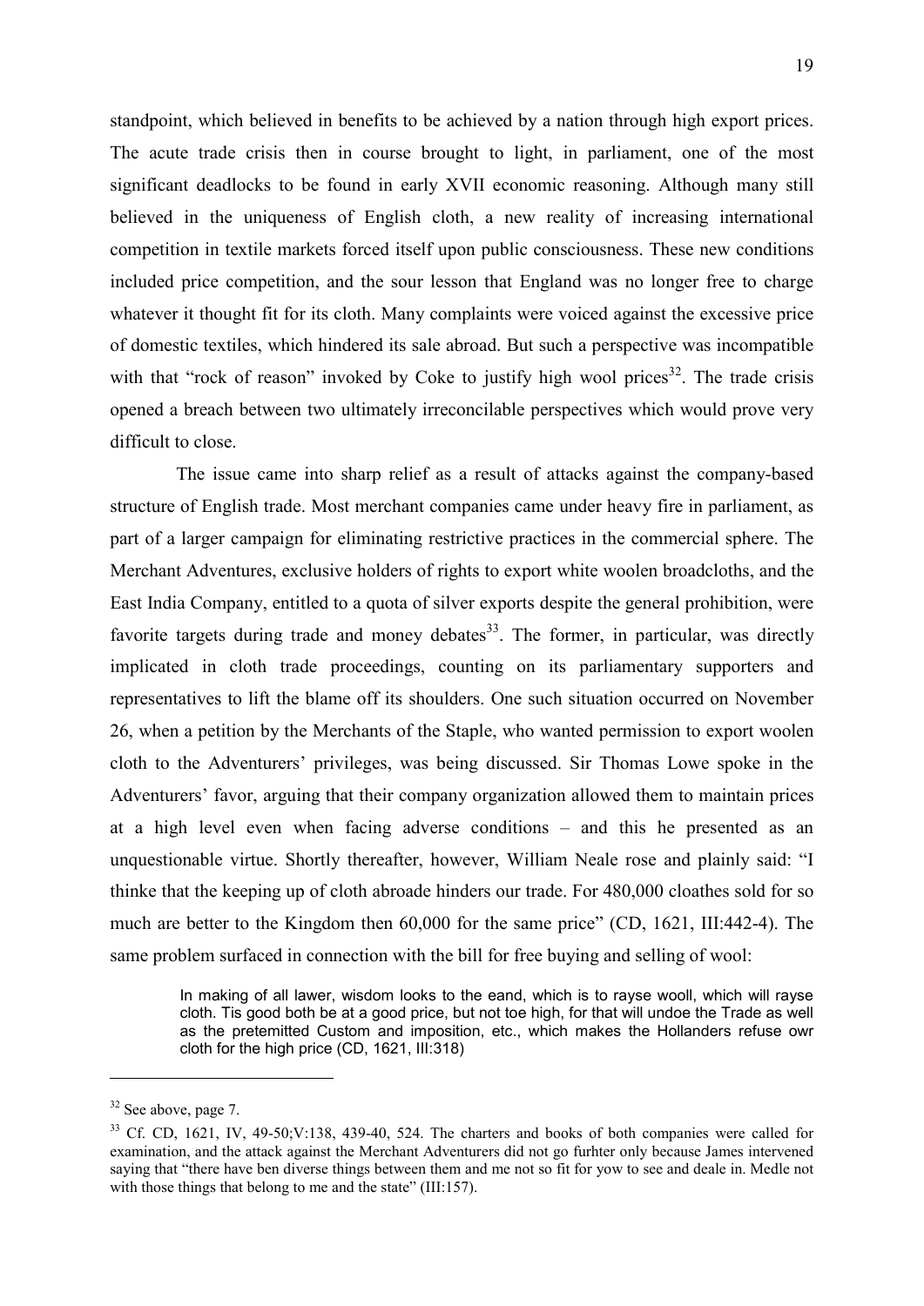standpoint, which believed in benefits to be achieved by a nation through high export prices. The acute trade crisis then in course brought to light, in parliament, one of the most significant deadlocks to be found in early XVII economic reasoning. Although many still believed in the uniqueness of English cloth, a new reality of increasing international competition in textile markets forced itself upon public consciousness. These new conditions included price competition, and the sour lesson that England was no longer free to charge whatever it thought fit for its cloth. Many complaints were voiced against the excessive price of domestic textiles, which hindered its sale abroad. But such a perspective was incompatible with that "rock of reason" invoked by Coke to justify high wool prices[32]. The trade crisis opened a breach between two ultimately irreconcilable perspectives which would prove very difficult to close.

The issue came into sharp relief as a result of attacks against the company-based structure of English trade. Most merchant companies came under heavy fire in parliament, as part of a larger campaign for eliminating restrictive practices in the commercial sphere. The Merchant Adventures, exclusive holders of rights to export white woolen broadcloths, and the East India Company, entitled to a quota of silver exports despite the general prohibition, were favorite targets during trade and money debates[33]. The former, in particular, was directly implicated in cloth trade proceedings, counting on its parliamentary supporters and representatives to lift the blame off its shoulders. One such situation occurred on November 26, when a petition by the Merchants of the Staple, who wanted permission to export woolen cloth to the Adventurers' privileges, was being discussed. Sir Thomas Lowe spoke in the Adventurers' favor, arguing that their company organization allowed them to maintain prices at a high level even when facing adverse conditions – and this he presented as an unquestionable virtue. Shortly thereafter, however, William Neale rose and plainly said: "I thinke that the keeping up of cloth abroade hinders our trade. For 480,000 cloathes sold for so much are better to the Kingdom then 60,000 for the same price" (CD, 1621, III:442-4). The same problem surfaced in connection with the bill for free buying and selling of wool:

> In making of all lawer, wisdom looks to the eand, which is to rayse wooll, which will rayse cloth. Tis good both be at a good price, but not toe high, for that will undoe the Trade as well as the pretemitted Custom and imposition, etc., which makes the Hollanders refuse owr cloth for the high price (CD, 1621, III:318)

---

[32] See above, page 7.

[33] Cf. CD, 1621, IV, 49-50;V:138, 439-40, 524. The charters and books of both companies were called for examination, and the attack against the Merchant Adventurers did not go furhter only because James intervened saying that "there have ben diverse things between them and me not so fit for yow to see and deale in. Medle not with those things that belong to me and the state" (III:157).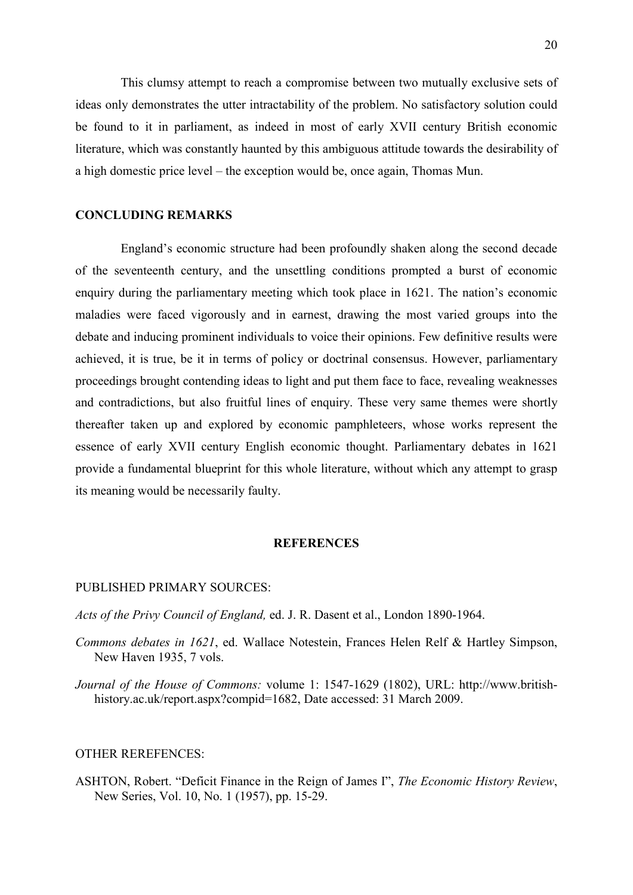This clumsy attempt to reach a compromise between two mutually exclusive sets of ideas only demonstrates the utter intractability of the problem. No satisfactory solution could be found to it in parliament, as indeed in most of early XVII century British economic literature, which was constantly haunted by this ambiguous attitude towards the desirability of a high domestic price level – the exception would be, once again, Thomas Mun.

## CONCLUDING REMARKS

England's economic structure had been profoundly shaken along the second decade of the seventeenth century, and the unsettling conditions prompted a burst of economic enquiry during the parliamentary meeting which took place in 1621. The nation's economic maladies were faced vigorously and in earnest, drawing the most varied groups into the debate and inducing prominent individuals to voice their opinions. Few definitive results were achieved, it is true, be it in terms of policy or doctrinal consensus. However, parliamentary proceedings brought contending ideas to light and put them face to face, revealing weaknesses and contradictions, but also fruitful lines of enquiry. These very same themes were shortly thereafter taken up and explored by economic pamphleteers, whose works represent the essence of early XVII century English economic thought. Parliamentary debates in 1621 provide a fundamental blueprint for this whole literature, without which any attempt to grasp its meaning would be necessarily faulty.

## REFERENCES

PUBLISHED PRIMARY SOURCES:

*Acts of the Privy Council of England,* ed. J. R. Dasent et al., London 1890-1964.

*Commons debates in 1621*, ed. Wallace Notestein, Frances Helen Relf & Hartley Simpson, New Haven 1935, 7 vols.

*Journal of the House of Commons:* volume 1: 1547-1629 (1802), URL: http://www.british-history.ac.uk/report.aspx?compid=1682, Date accessed: 31 March 2009.

OTHER REREFENCES:

ASHTON, Robert. "Deficit Finance in the Reign of James I", *The Economic History Review*, New Series, Vol. 10, No. 1 (1957), pp. 15-29.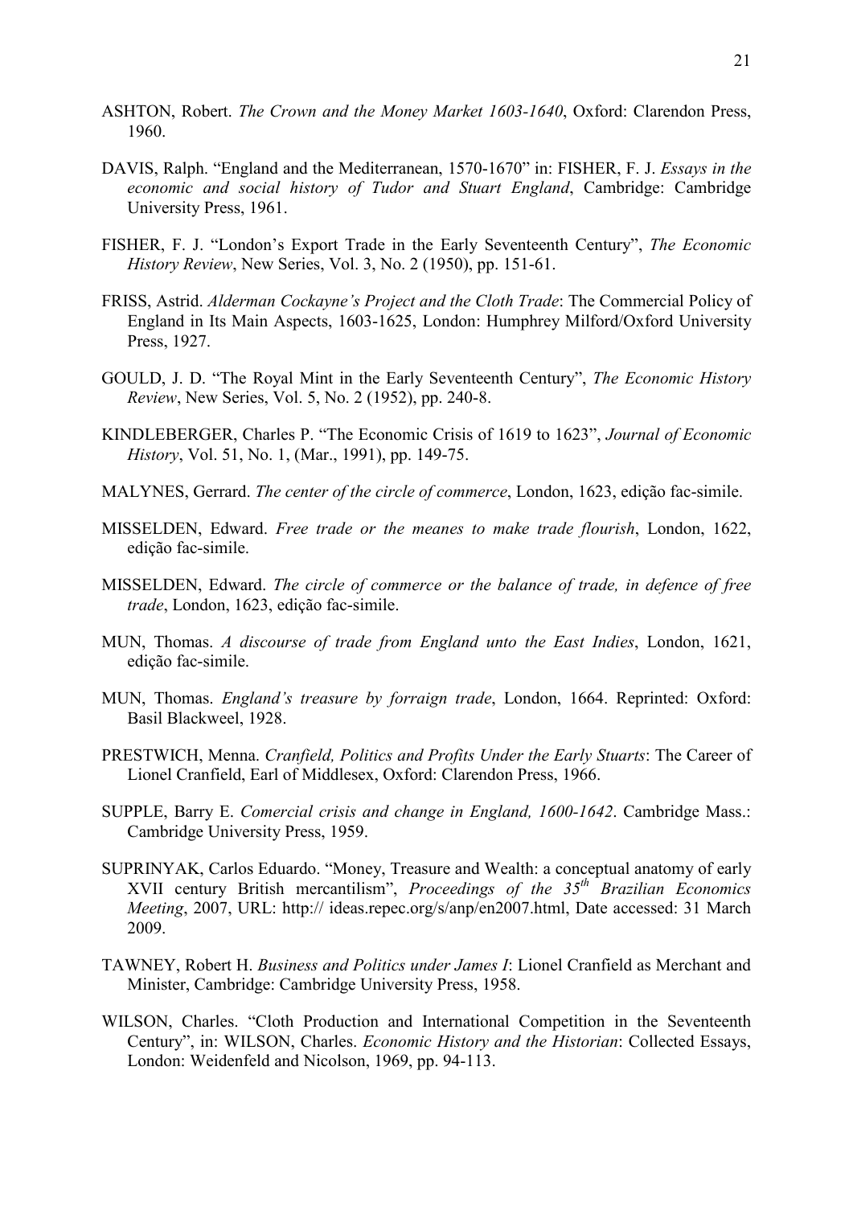ASHTON, Robert. *The Crown and the Money Market 1603-1640*, Oxford: Clarendon Press, 1960.

DAVIS, Ralph. "England and the Mediterranean, 1570-1670" in: FISHER, F. J. *Essays in the economic and social history of Tudor and Stuart England*, Cambridge: Cambridge University Press, 1961.

FISHER, F. J. "London's Export Trade in the Early Seventeenth Century", *The Economic History Review*, New Series, Vol. 3, No. 2 (1950), pp. 151-61.

FRISS, Astrid. *Alderman Cockayne's Project and the Cloth Trade*: The Commercial Policy of England in Its Main Aspects, 1603-1625, London: Humphrey Milford/Oxford University Press, 1927.

GOULD, J. D. "The Royal Mint in the Early Seventeenth Century", *The Economic History Review*, New Series, Vol. 5, No. 2 (1952), pp. 240-8.

KINDLEBERGER, Charles P. "The Economic Crisis of 1619 to 1623", *Journal of Economic History*, Vol. 51, No. 1, (Mar., 1991), pp. 149-75.

MALYNES, Gerrard. *The center of the circle of commerce*, London, 1623, edição fac-simile.

MISSELDEN, Edward. *Free trade or the meanes to make trade flourish*, London, 1622, edição fac-simile.

MISSELDEN, Edward. *The circle of commerce or the balance of trade, in defence of free trade*, London, 1623, edição fac-simile.

MUN, Thomas. *A discourse of trade from England unto the East Indies*, London, 1621, edição fac-simile.

MUN, Thomas. *England's treasure by forraign trade*, London, 1664. Reprinted: Oxford: Basil Blackweel, 1928.

PRESTWICH, Menna. *Cranfield, Politics and Profits Under the Early Stuarts*: The Career of Lionel Cranfield, Earl of Middlesex, Oxford: Clarendon Press, 1966.

SUPPLE, Barry E. *Comercial crisis and change in England, 1600-1642*. Cambridge Mass.: Cambridge University Press, 1959.

SUPRINYAK, Carlos Eduardo. "Money, Treasure and Wealth: a conceptual anatomy of early XVII century British mercantilism", *Proceedings of the 35th Brazilian Economics Meeting*, 2007, URL: http:// ideas.repec.org/s/anp/en2007.html, Date accessed: 31 March 2009.

TAWNEY, Robert H. *Business and Politics under James I*: Lionel Cranfield as Merchant and Minister, Cambridge: Cambridge University Press, 1958.

WILSON, Charles. "Cloth Production and International Competition in the Seventeenth Century", in: WILSON, Charles. *Economic History and the Historian*: Collected Essays, London: Weidenfeld and Nicolson, 1969, pp. 94-113.